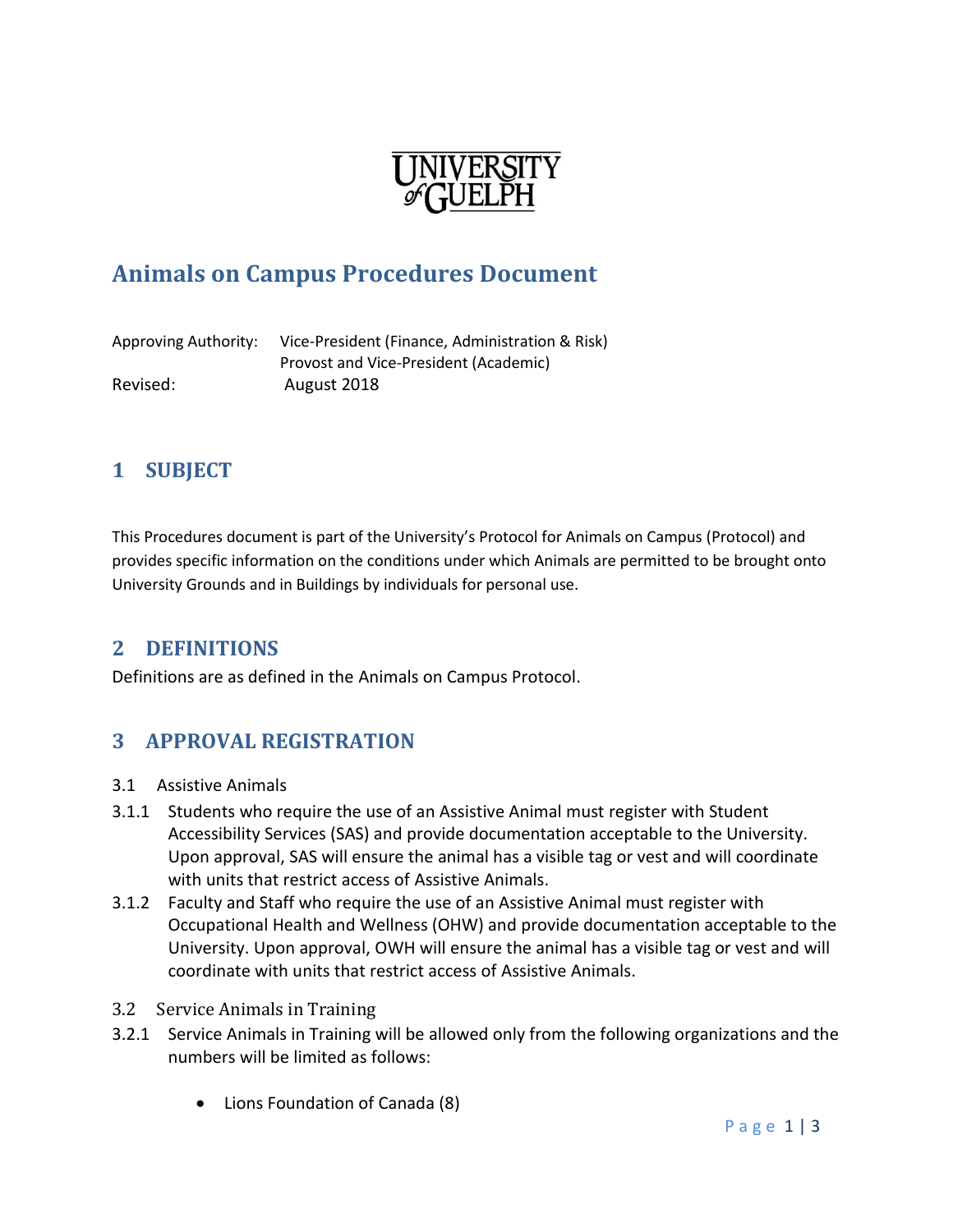# Animals on Campus Procedures Document

Approving Authority: Vice-President (Finance, Administration & Risk)
Provost and Vice-President (Academic)

Revised: August 2018

## 1 SUBJECT

This Procedures document is part of the University's Protocol for Animals on Campus (Protocol) and provides specific information on the conditions under which Animals are permitted to be brought onto University Grounds and in Buildings by individuals for personal use.

## 2 DEFINITIONS

Definitions are as defined in the Animals on Campus Protocol.

## 3 APPROVAL REGISTRATION

3.1 Assistive Animals

3.1.1 Students who require the use of an Assistive Animal must register with Student Accessibility Services (SAS) and provide documentation acceptable to the University. Upon approval, SAS will ensure the animal has a visible tag or vest and will coordinate with units that restrict access of Assistive Animals.

3.1.2 Faculty and Staff who require the use of an Assistive Animal must register with Occupational Health and Wellness (OHW) and provide documentation acceptable to the University. Upon approval, OWH will ensure the animal has a visible tag or vest and will coordinate with units that restrict access of Assistive Animals.

3.2 Service Animals in Training

3.2.1 Service Animals in Training will be allowed only from the following organizations and the numbers will be limited as follows:

- Lions Foundation of Canada (8)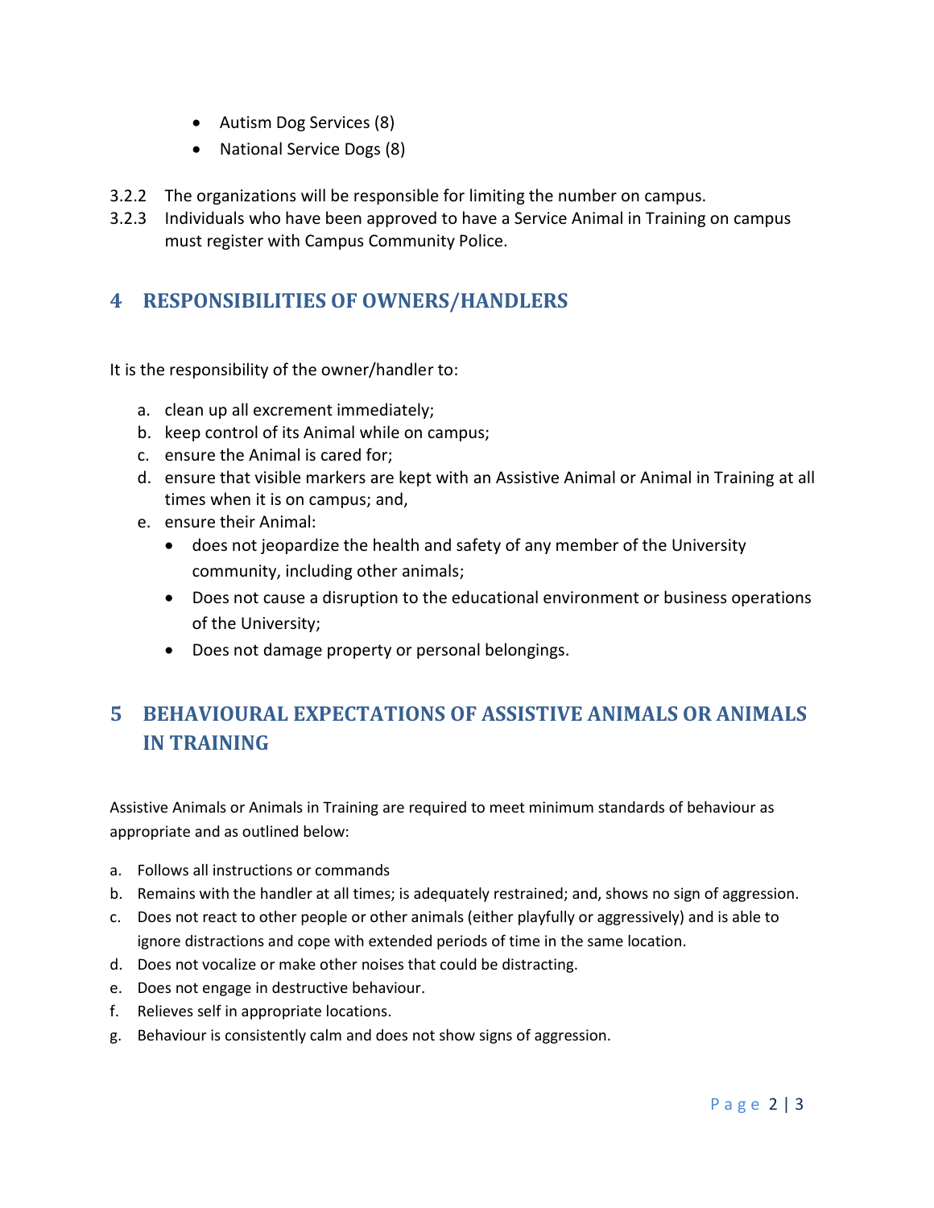- Autism Dog Services (8)
- National Service Dogs (8)

3.2.2 The organizations will be responsible for limiting the number on campus.

3.2.3 Individuals who have been approved to have a Service Animal in Training on campus must register with Campus Community Police.

## 4 RESPONSIBILITIES OF OWNERS/HANDLERS

It is the responsibility of the owner/handler to:

a. clean up all excrement immediately;
b. keep control of its Animal while on campus;
c. ensure the Animal is cared for;
d. ensure that visible markers are kept with an Assistive Animal or Animal in Training at all times when it is on campus; and,
e. ensure their Animal:
   - does not jeopardize the health and safety of any member of the University community, including other animals;
   - Does not cause a disruption to the educational environment or business operations of the University;
   - Does not damage property or personal belongings.

## 5 BEHAVIOURAL EXPECTATIONS OF ASSISTIVE ANIMALS OR ANIMALS IN TRAINING

Assistive Animals or Animals in Training are required to meet minimum standards of behaviour as appropriate and as outlined below:

a. Follows all instructions or commands
b. Remains with the handler at all times; is adequately restrained; and, shows no sign of aggression.
c. Does not react to other people or other animals (either playfully or aggressively) and is able to ignore distractions and cope with extended periods of time in the same location.
d. Does not vocalize or make other noises that could be distracting.
e. Does not engage in destructive behaviour.
f. Relieves self in appropriate locations.
g. Behaviour is consistently calm and does not show signs of aggression.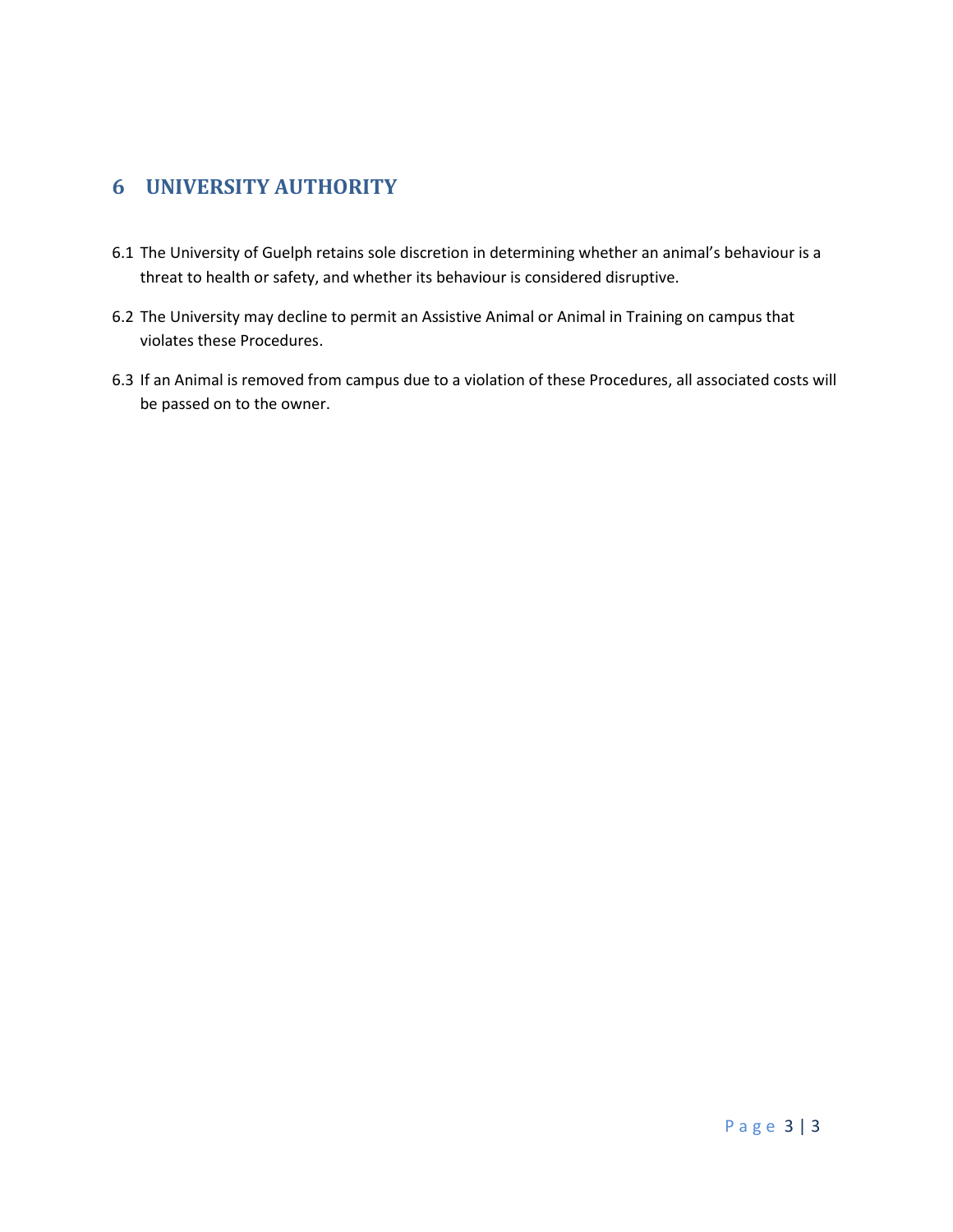## 6 UNIVERSITY AUTHORITY

6.1 The University of Guelph retains sole discretion in determining whether an animal's behaviour is a threat to health or safety, and whether its behaviour is considered disruptive.

6.2 The University may decline to permit an Assistive Animal or Animal in Training on campus that violates these Procedures.

6.3 If an Animal is removed from campus due to a violation of these Procedures, all associated costs will be passed on to the owner.